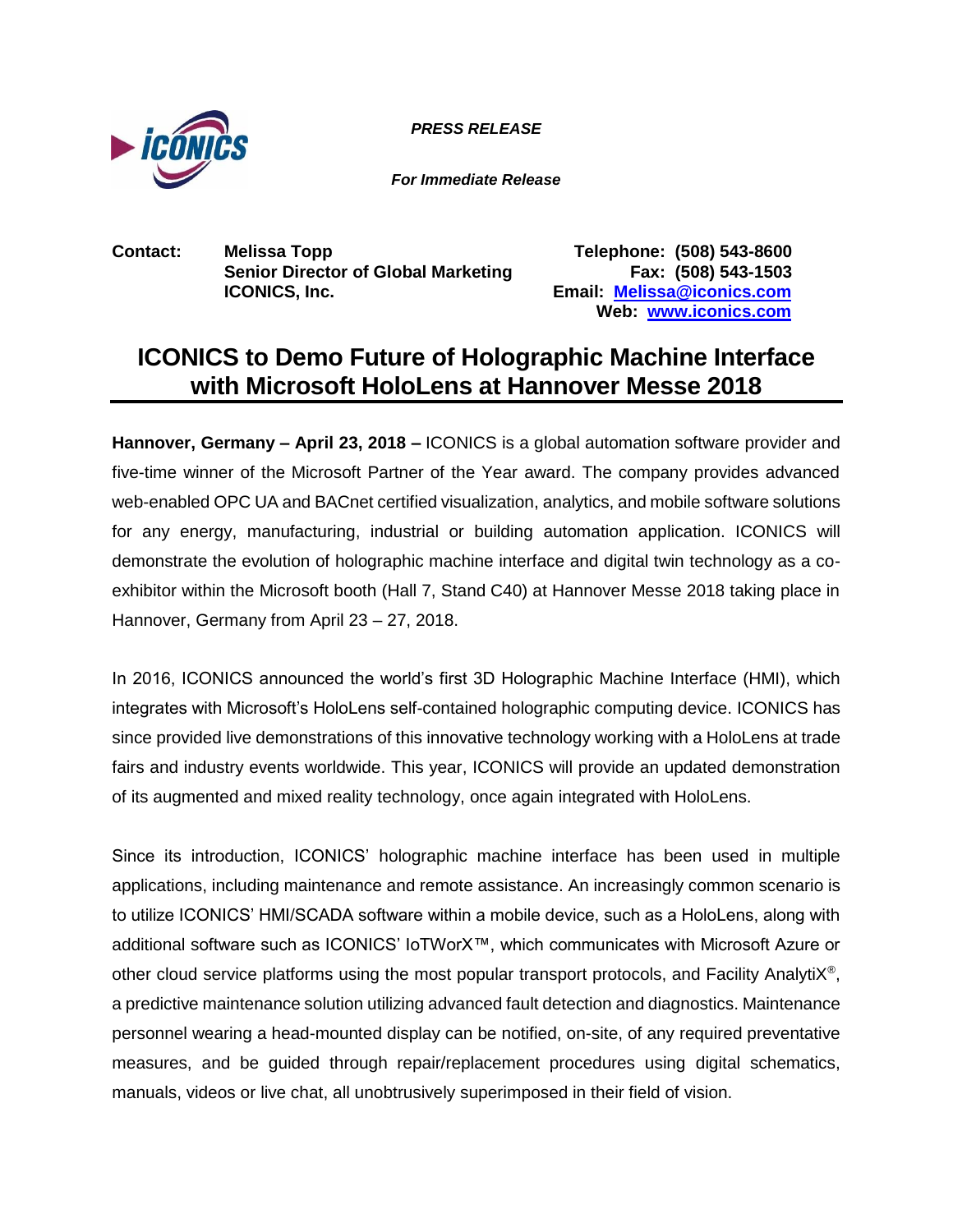***PRESS RELEASE***

***For Immediate Release***

**Contact:** **Melissa Topp**
**Senior Director of Global Marketing**
**ICONICS, Inc.**

**Telephone: (508) 543-8600**
**Fax: (508) 543-1503**
**Email: [Melissa@iconics.com](mailto:Melissa@iconics.com)**
**Web: [www.iconics.com](http://www.iconics.com)**

# ICONICS to Demo Future of Holographic Machine Interface with Microsoft HoloLens at Hannover Messe 2018

**Hannover, Germany – April 23, 2018 –** ICONICS is a global automation software provider and five-time winner of the Microsoft Partner of the Year award. The company provides advanced web-enabled OPC UA and BACnet certified visualization, analytics, and mobile software solutions for any energy, manufacturing, industrial or building automation application. ICONICS will demonstrate the evolution of holographic machine interface and digital twin technology as a co-exhibitor within the Microsoft booth (Hall 7, Stand C40) at Hannover Messe 2018 taking place in Hannover, Germany from April 23 – 27, 2018.

In 2016, ICONICS announced the world's first 3D Holographic Machine Interface (HMI), which integrates with Microsoft's HoloLens self-contained holographic computing device. ICONICS has since provided live demonstrations of this innovative technology working with a HoloLens at trade fairs and industry events worldwide. This year, ICONICS will provide an updated demonstration of its augmented and mixed reality technology, once again integrated with HoloLens.

Since its introduction, ICONICS' holographic machine interface has been used in multiple applications, including maintenance and remote assistance. An increasingly common scenario is to utilize ICONICS' HMI/SCADA software within a mobile device, such as a HoloLens, along with additional software such as ICONICS' IoTWorX™, which communicates with Microsoft Azure or other cloud service platforms using the most popular transport protocols, and Facility AnalytiX®, a predictive maintenance solution utilizing advanced fault detection and diagnostics. Maintenance personnel wearing a head-mounted display can be notified, on-site, of any required preventative measures, and be guided through repair/replacement procedures using digital schematics, manuals, videos or live chat, all unobtrusively superimposed in their field of vision.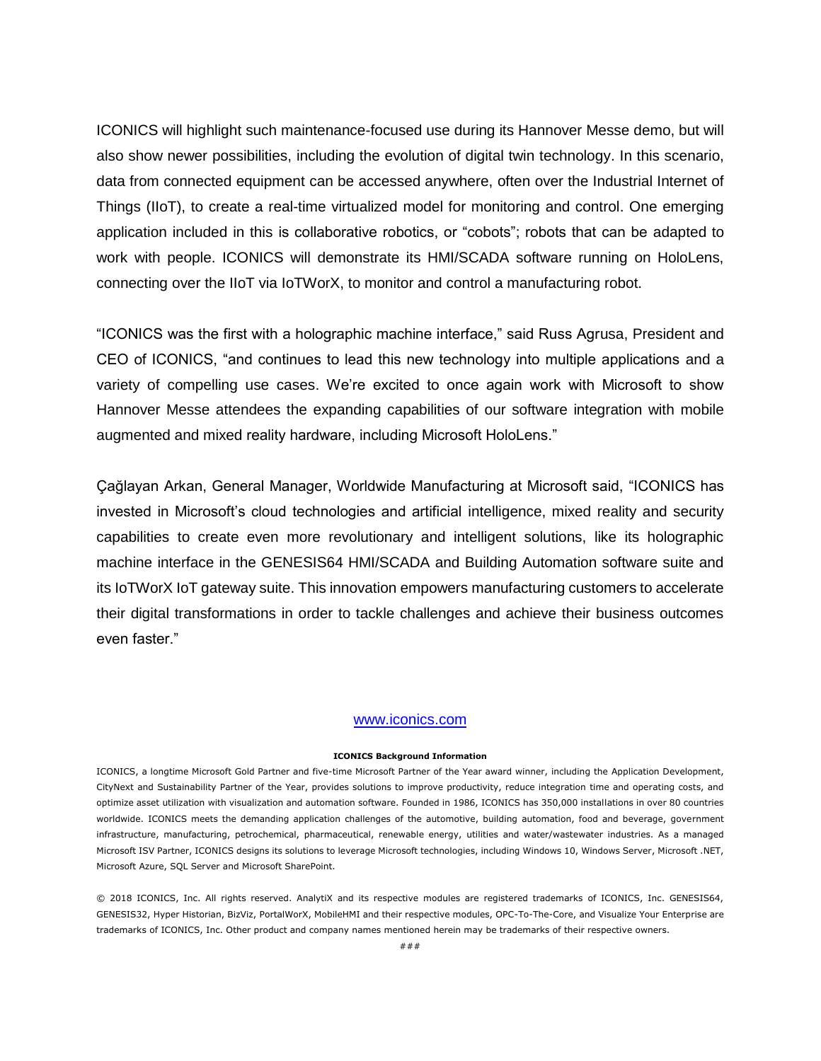ICONICS will highlight such maintenance-focused use during its Hannover Messe demo, but will also show newer possibilities, including the evolution of digital twin technology. In this scenario, data from connected equipment can be accessed anywhere, often over the Industrial Internet of Things (IIoT), to create a real-time virtualized model for monitoring and control. One emerging application included in this is collaborative robotics, or “cobots”; robots that can be adapted to work with people. ICONICS will demonstrate its HMI/SCADA software running on HoloLens, connecting over the IIoT via IoTWorX, to monitor and control a manufacturing robot.

“ICONICS was the first with a holographic machine interface,” said Russ Agrusa, President and CEO of ICONICS, “and continues to lead this new technology into multiple applications and a variety of compelling use cases. We’re excited to once again work with Microsoft to show Hannover Messe attendees the expanding capabilities of our software integration with mobile augmented and mixed reality hardware, including Microsoft HoloLens.”

Çağlayan Arkan, General Manager, Worldwide Manufacturing at Microsoft said, “ICONICS has invested in Microsoft’s cloud technologies and artificial intelligence, mixed reality and security capabilities to create even more revolutionary and intelligent solutions, like its holographic machine interface in the GENESIS64 HMI/SCADA and Building Automation software suite and its IoTWorX IoT gateway suite. This innovation empowers manufacturing customers to accelerate their digital transformations in order to tackle challenges and achieve their business outcomes even faster.”

[www.iconics.com](http://www.iconics.com)

**ICONICS Background Information**

ICONICS, a longtime Microsoft Gold Partner and five-time Microsoft Partner of the Year award winner, including the Application Development, CityNext and Sustainability Partner of the Year, provides solutions to improve productivity, reduce integration time and operating costs, and optimize asset utilization with visualization and automation software. Founded in 1986, ICONICS has 350,000 installations in over 80 countries worldwide. ICONICS meets the demanding application challenges of the automotive, building automation, food and beverage, government infrastructure, manufacturing, petrochemical, pharmaceutical, renewable energy, utilities and water/wastewater industries. As a managed Microsoft ISV Partner, ICONICS designs its solutions to leverage Microsoft technologies, including Windows 10, Windows Server, Microsoft .NET, Microsoft Azure, SQL Server and Microsoft SharePoint.

© 2018 ICONICS, Inc. All rights reserved. AnalytiX and its respective modules are registered trademarks of ICONICS, Inc. GENESIS64, GENESIS32, Hyper Historian, BizViz, PortalWorX, MobileHMI and their respective modules, OPC-To-The-Core, and Visualize Your Enterprise are trademarks of ICONICS, Inc. Other product and company names mentioned herein may be trademarks of their respective owners.

###